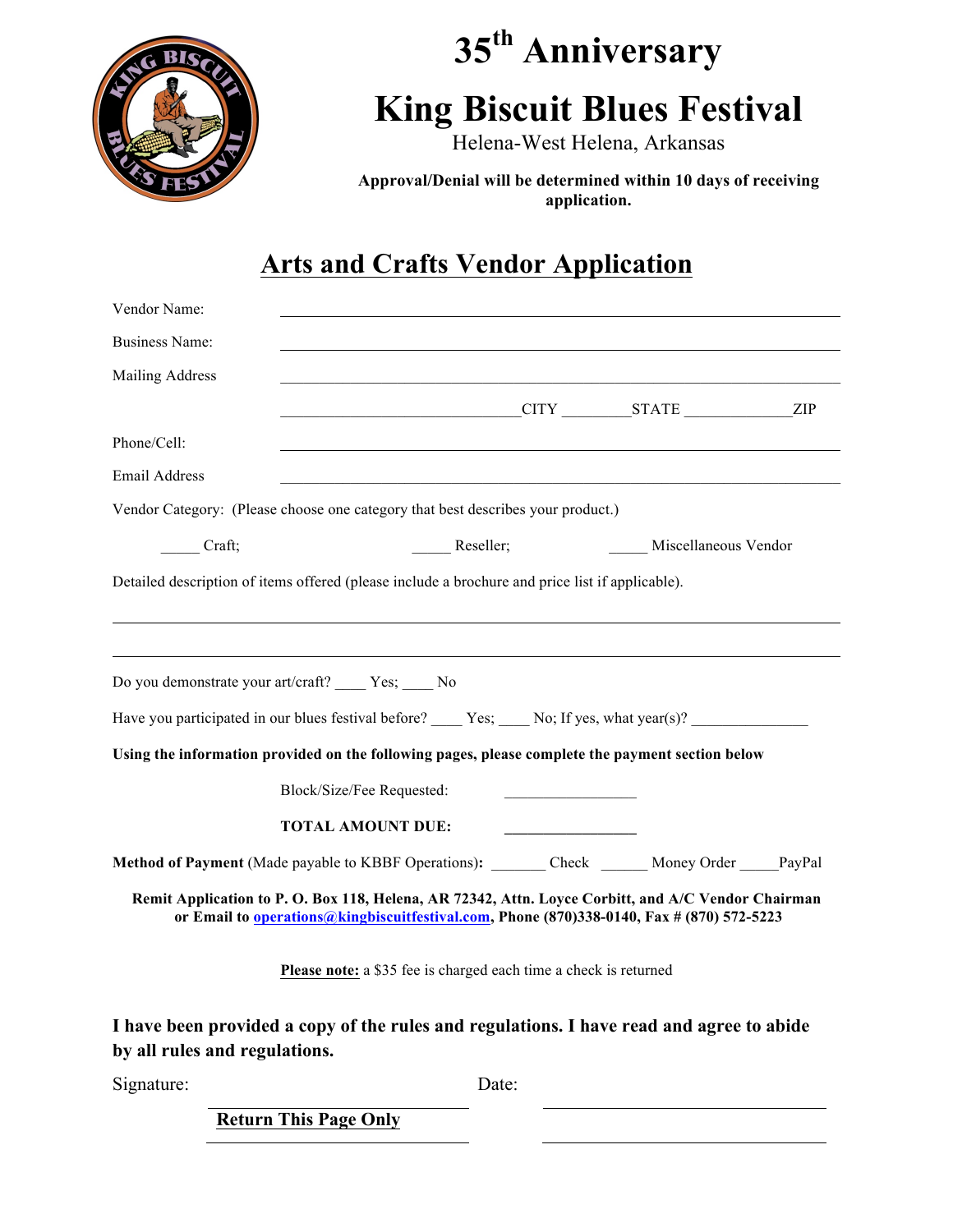# 35th Anniversary

# King Biscuit Blues Festival

Helena-West Helena, Arkansas

**Approval/Denial will be determined within 10 days of receiving application.**

## Arts and Crafts Vendor Application

Vendor Name: ______________________________________________

Business Name: ______________________________________________

Mailing Address ______________________________________________

______________________________ CITY ________ STATE ______________ ZIP

Phone/Cell: ______________________________________________

Email Address ______________________________________________

Vendor Category: (Please choose one category that best describes your product.)

_____ Craft; _____ Reseller; _____ Miscellaneous Vendor

Detailed description of items offered (please include a brochure and price list if applicable).

______________________________________________

______________________________________________

Do you demonstrate your art/craft? ____ Yes; ____ No

Have you participated in our blues festival before? ____ Yes; ____ No; If yes, what year(s)? _______________

**Using the information provided on the following pages, please complete the payment section below**

Block/Size/Fee Requested: _________________

**TOTAL AMOUNT DUE:** _________________

**Method of Payment** (Made payable to KBBF Operations)**:** _______ Check ______ Money Order _____PayPal

**Remit Application to P. O. Box 118, Helena, AR 72342, Attn. Loyce Corbitt, and A/C Vendor Chairman or Email to operations@kingbiscuitfestival.com, Phone (870)338-0140, Fax # (870) 572-5223**

**Please note:** a $35 fee is charged each time a check is returned

**I have been provided a copy of the rules and regulations. I have read and agree to abide by all rules and regulations.**

Signature: ______________________ Date: ______________________

**Return This Page Only**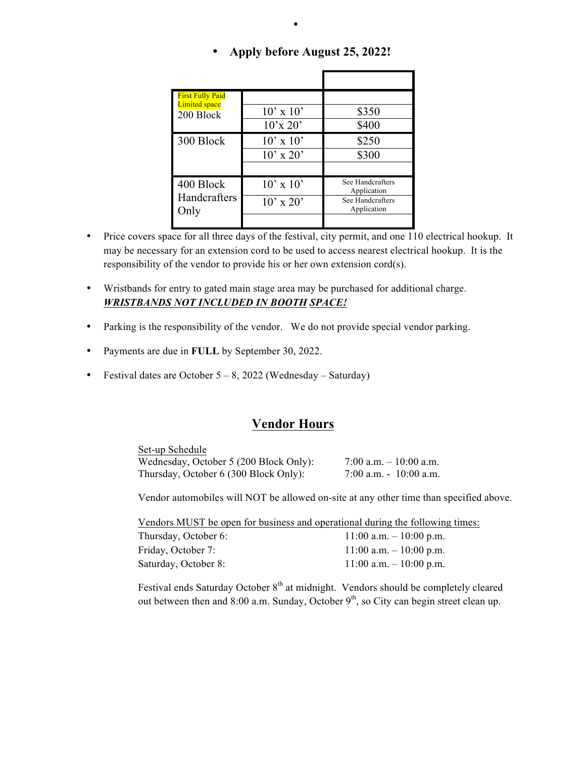- **Apply before August 25, 2022!**

| | | |
|---|---|---|
| First Fully Paid Limited space 200 Block | 10’ x 10’ | $350 |
| | 10’x 20’ | $400 |
| 300 Block | 10’ x 10’ | $250 |
| | 10’ x 20’ | $300 |
| | | |
| 400 Block Handcrafters Only | 10’ x 10’ | See Handcrafters Application |
| | 10’ x 20’ | See Handcrafters Application |
| | | |

- Price covers space for all three days of the festival, city permit, and one 110 electrical hookup. It may be necessary for an extension cord to be used to access nearest electrical hookup. It is the responsibility of the vendor to provide his or her own extension cord(s).

- Wristbands for entry to gated main stage area may be purchased for additional charge. ***WRISTBANDS NOT INCLUDED IN BOOTH SPACE!***

- Parking is the responsibility of the vendor. We do not provide special vendor parking.

- Payments are due in **FULL** by September 30, 2022.

- Festival dates are October 5 – 8, 2022 (Wednesday – Saturday)

## Vendor Hours

Set-up Schedule

| | |
|---|---|
| Wednesday, October 5 (200 Block Only): | 7:00 a.m. – 10:00 a.m. |
| Thursday, October 6 (300 Block Only): | 7:00 a.m. - 10:00 a.m. |

Vendor automobiles will NOT be allowed on-site at any other time than specified above.

Vendors MUST be open for business and operational during the following times:

| | |
|---|---|
| Thursday, October 6: | 11:00 a.m. – 10:00 p.m. |
| Friday, October 7: | 11:00 a.m. – 10:00 p.m. |
| Saturday, October 8: | 11:00 a.m. – 10:00 p.m. |

Festival ends Saturday October 8th at midnight. Vendors should be completely cleared out between then and 8:00 a.m. Sunday, October 9th, so City can begin street clean up.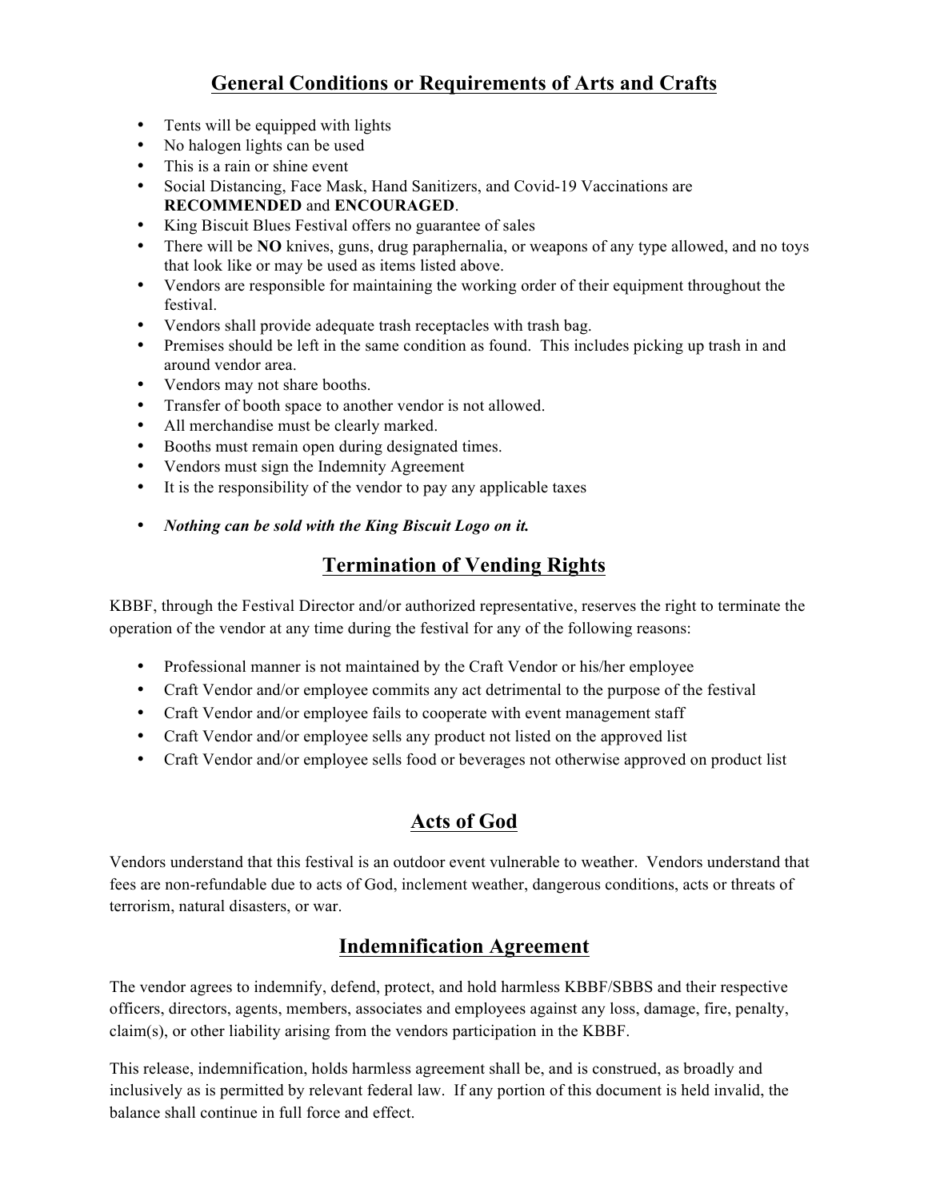## General Conditions or Requirements of Arts and Crafts

- Tents will be equipped with lights
- No halogen lights can be used
- This is a rain or shine event
- Social Distancing, Face Mask, Hand Sanitizers, and Covid-19 Vaccinations are **RECOMMENDED** and **ENCOURAGED**.
- King Biscuit Blues Festival offers no guarantee of sales
- There will be **NO** knives, guns, drug paraphernalia, or weapons of any type allowed, and no toys that look like or may be used as items listed above.
- Vendors are responsible for maintaining the working order of their equipment throughout the festival.
- Vendors shall provide adequate trash receptacles with trash bag.
- Premises should be left in the same condition as found. This includes picking up trash in and around vendor area.
- Vendors may not share booths.
- Transfer of booth space to another vendor is not allowed.
- All merchandise must be clearly marked.
- Booths must remain open during designated times.
- Vendors must sign the Indemnity Agreement
- It is the responsibility of the vendor to pay any applicable taxes
- ***Nothing can be sold with the King Biscuit Logo on it.***

## Termination of Vending Rights

KBBF, through the Festival Director and/or authorized representative, reserves the right to terminate the operation of the vendor at any time during the festival for any of the following reasons:

- Professional manner is not maintained by the Craft Vendor or his/her employee
- Craft Vendor and/or employee commits any act detrimental to the purpose of the festival
- Craft Vendor and/or employee fails to cooperate with event management staff
- Craft Vendor and/or employee sells any product not listed on the approved list
- Craft Vendor and/or employee sells food or beverages not otherwise approved on product list

## Acts of God

Vendors understand that this festival is an outdoor event vulnerable to weather. Vendors understand that fees are non-refundable due to acts of God, inclement weather, dangerous conditions, acts or threats of terrorism, natural disasters, or war.

## Indemnification Agreement

The vendor agrees to indemnify, defend, protect, and hold harmless KBBF/SBBS and their respective officers, directors, agents, members, associates and employees against any loss, damage, fire, penalty, claim(s), or other liability arising from the vendors participation in the KBBF.

This release, indemnification, holds harmless agreement shall be, and is construed, as broadly and inclusively as is permitted by relevant federal law. If any portion of this document is held invalid, the balance shall continue in full force and effect.